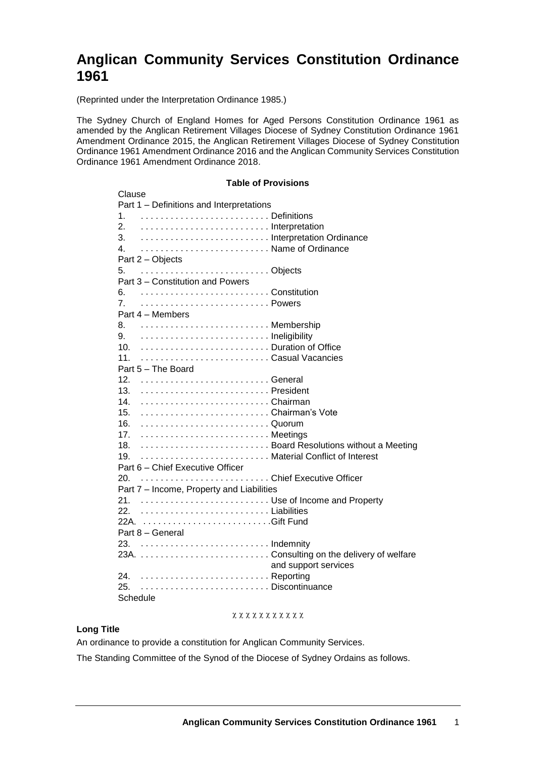# Anglican Community Services Constitution Ordinance 1961

(Reprinted under the Interpretation Ordinance 1985.)

The Sydney Church of England Homes for Aged Persons Constitution Ordinance 1961 as amended by the Anglican Retirement Villages Diocese of Sydney Constitution Ordinance 1961 Amendment Ordinance 2015, the Anglican Retirement Villages Diocese of Sydney Constitution Ordinance 1961 Amendment Ordinance 2016 and the Anglican Community Services Constitution Ordinance 1961 Amendment Ordinance 2018.

**Table of Provisions**

Clause

Part 1 – Definitions and Interpretations

1. . . . . . . . . . . . . . . . . . . . . . . . . . . Definitions
2. . . . . . . . . . . . . . . . . . . . . . . . . . . Interpretation
3. . . . . . . . . . . . . . . . . . . . . . . . . . . Interpretation Ordinance
4. . . . . . . . . . . . . . . . . . . . . . . . . . . Name of Ordinance

Part 2 – Objects

5. . . . . . . . . . . . . . . . . . . . . . . . . . . Objects

Part 3 – Constitution and Powers

6. . . . . . . . . . . . . . . . . . . . . . . . . . . Constitution
7. . . . . . . . . . . . . . . . . . . . . . . . . . . Powers

Part 4 – Members

8. . . . . . . . . . . . . . . . . . . . . . . . . . . Membership
9. . . . . . . . . . . . . . . . . . . . . . . . . . . Ineligibility
10. . . . . . . . . . . . . . . . . . . . . . . . . . . Duration of Office
11. . . . . . . . . . . . . . . . . . . . . . . . . . . Casual Vacancies

Part 5 – The Board

12. . . . . . . . . . . . . . . . . . . . . . . . . . . General
13. . . . . . . . . . . . . . . . . . . . . . . . . . . President
14. . . . . . . . . . . . . . . . . . . . . . . . . . . Chairman
15. . . . . . . . . . . . . . . . . . . . . . . . . . . Chairman's Vote
16. . . . . . . . . . . . . . . . . . . . . . . . . . . Quorum
17. . . . . . . . . . . . . . . . . . . . . . . . . . . Meetings
18. . . . . . . . . . . . . . . . . . . . . . . . . . . Board Resolutions without a Meeting
19. . . . . . . . . . . . . . . . . . . . . . . . . . . Material Conflict of Interest

Part 6 – Chief Executive Officer

20. . . . . . . . . . . . . . . . . . . . . . . . . . . Chief Executive Officer

Part 7 – Income, Property and Liabilities

21. . . . . . . . . . . . . . . . . . . . . . . . . . . Use of Income and Property
22. . . . . . . . . . . . . . . . . . . . . . . . . . . Liabilities
22A. . . . . . . . . . . . . . . . . . . . . . . . . . . Gift Fund

Part 8 – General

23. . . . . . . . . . . . . . . . . . . . . . . . . . . Indemnity
23A. . . . . . . . . . . . . . . . . . . . . . . . . . . Consulting on the delivery of welfare and support services
24. . . . . . . . . . . . . . . . . . . . . . . . . . . Reporting
25. . . . . . . . . . . . . . . . . . . . . . . . . . . Discontinuance

Schedule

χ χ χ χ χ χ χ χ χ χ χ

**Long Title**

An ordinance to provide a constitution for Anglican Community Services.

The Standing Committee of the Synod of the Diocese of Sydney Ordains as follows.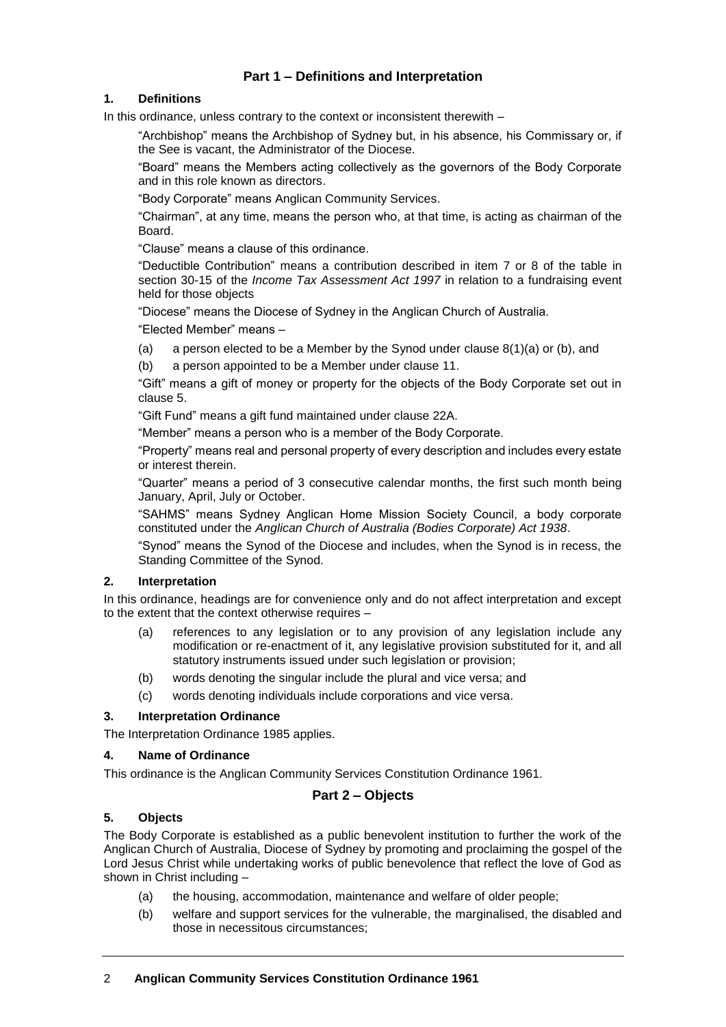## Part 1 – Definitions and Interpretation

### 1. Definitions

In this ordinance, unless contrary to the context or inconsistent therewith –

"Archbishop" means the Archbishop of Sydney but, in his absence, his Commissary or, if the See is vacant, the Administrator of the Diocese.

"Board" means the Members acting collectively as the governors of the Body Corporate and in this role known as directors.

"Body Corporate" means Anglican Community Services.

"Chairman", at any time, means the person who, at that time, is acting as chairman of the Board.

"Clause" means a clause of this ordinance.

"Deductible Contribution" means a contribution described in item 7 or 8 of the table in section 30-15 of the *Income Tax Assessment Act 1997* in relation to a fundraising event held for those objects

"Diocese" means the Diocese of Sydney in the Anglican Church of Australia.

"Elected Member" means –

(a) a person elected to be a Member by the Synod under clause 8(1)(a) or (b), and

(b) a person appointed to be a Member under clause 11.

"Gift" means a gift of money or property for the objects of the Body Corporate set out in clause 5.

"Gift Fund" means a gift fund maintained under clause 22A.

"Member" means a person who is a member of the Body Corporate.

"Property" means real and personal property of every description and includes every estate or interest therein.

"Quarter" means a period of 3 consecutive calendar months, the first such month being January, April, July or October.

"SAHMS" means Sydney Anglican Home Mission Society Council, a body corporate constituted under the *Anglican Church of Australia (Bodies Corporate) Act 1938*.

"Synod" means the Synod of the Diocese and includes, when the Synod is in recess, the Standing Committee of the Synod.

### 2. Interpretation

In this ordinance, headings are for convenience only and do not affect interpretation and except to the extent that the context otherwise requires –

(a) references to any legislation or to any provision of any legislation include any modification or re-enactment of it, any legislative provision substituted for it, and all statutory instruments issued under such legislation or provision;

(b) words denoting the singular include the plural and vice versa; and

(c) words denoting individuals include corporations and vice versa.

### 3. Interpretation Ordinance

The Interpretation Ordinance 1985 applies.

### 4. Name of Ordinance

This ordinance is the Anglican Community Services Constitution Ordinance 1961.

## Part 2 – Objects

### 5. Objects

The Body Corporate is established as a public benevolent institution to further the work of the Anglican Church of Australia, Diocese of Sydney by promoting and proclaiming the gospel of the Lord Jesus Christ while undertaking works of public benevolence that reflect the love of God as shown in Christ including –

(a) the housing, accommodation, maintenance and welfare of older people;

(b) welfare and support services for the vulnerable, the marginalised, the disabled and those in necessitous circumstances;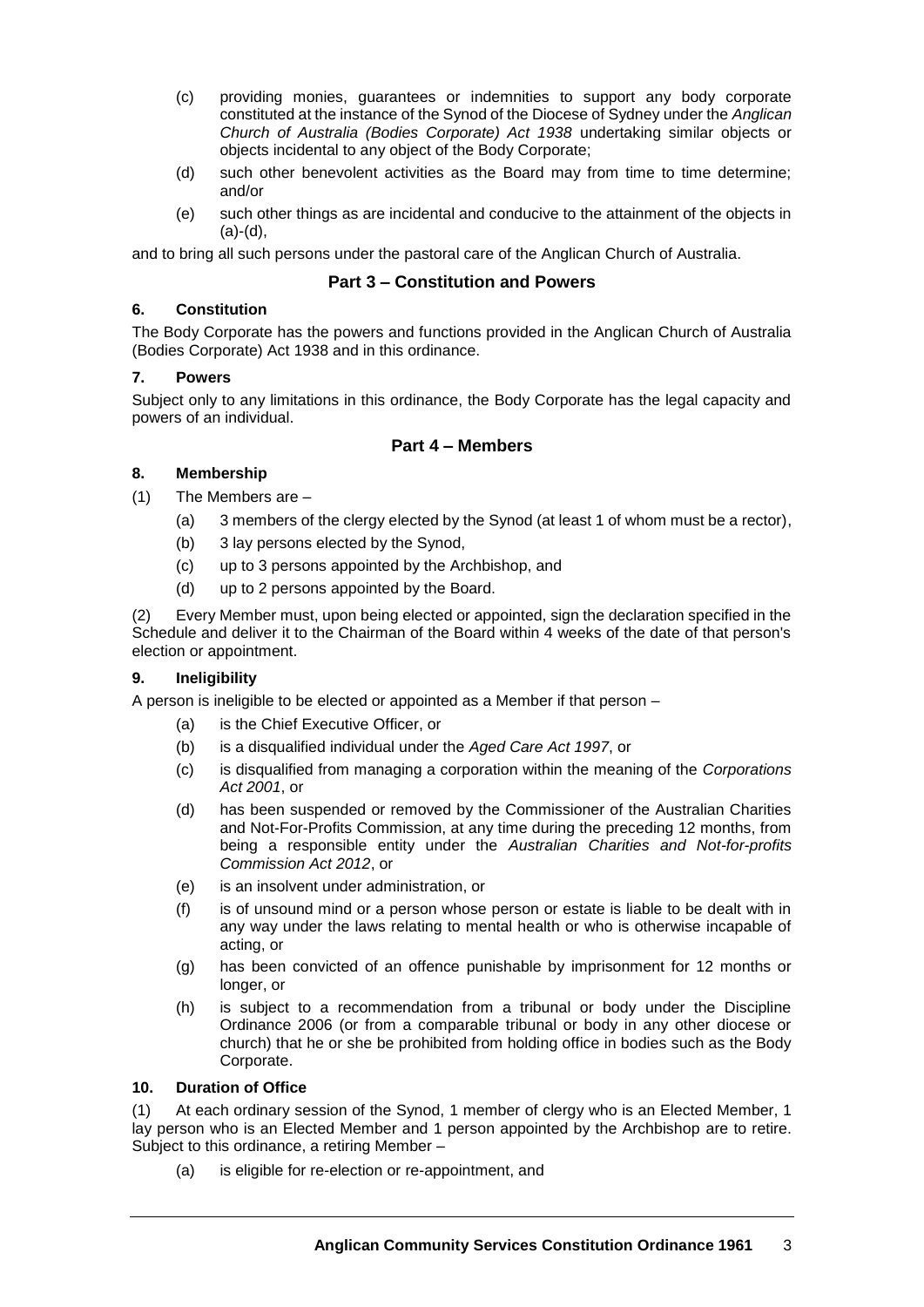(c) providing monies, guarantees or indemnities to support any body corporate constituted at the instance of the Synod of the Diocese of Sydney under the *Anglican Church of Australia (Bodies Corporate) Act 1938* undertaking similar objects or objects incidental to any object of the Body Corporate;

(d) such other benevolent activities as the Board may from time to time determine; and/or

(e) such other things as are incidental and conducive to the attainment of the objects in (a)-(d),

and to bring all such persons under the pastoral care of the Anglican Church of Australia.

## Part 3 – Constitution and Powers

### 6. Constitution

The Body Corporate has the powers and functions provided in the Anglican Church of Australia (Bodies Corporate) Act 1938 and in this ordinance.

### 7. Powers

Subject only to any limitations in this ordinance, the Body Corporate has the legal capacity and powers of an individual.

## Part 4 – Members

### 8. Membership

(1) The Members are –

(a) 3 members of the clergy elected by the Synod (at least 1 of whom must be a rector),

(b) 3 lay persons elected by the Synod,

(c) up to 3 persons appointed by the Archbishop, and

(d) up to 2 persons appointed by the Board.

(2) Every Member must, upon being elected or appointed, sign the declaration specified in the Schedule and deliver it to the Chairman of the Board within 4 weeks of the date of that person's election or appointment.

### 9. Ineligibility

A person is ineligible to be elected or appointed as a Member if that person –

(a) is the Chief Executive Officer, or

(b) is a disqualified individual under the *Aged Care Act 1997*, or

(c) is disqualified from managing a corporation within the meaning of the *Corporations Act 2001*, or

(d) has been suspended or removed by the Commissioner of the Australian Charities and Not-For-Profits Commission, at any time during the preceding 12 months, from being a responsible entity under the *Australian Charities and Not-for-profits Commission Act 2012*, or

(e) is an insolvent under administration, or

(f) is of unsound mind or a person whose person or estate is liable to be dealt with in any way under the laws relating to mental health or who is otherwise incapable of acting, or

(g) has been convicted of an offence punishable by imprisonment for 12 months or longer, or

(h) is subject to a recommendation from a tribunal or body under the Discipline Ordinance 2006 (or from a comparable tribunal or body in any other diocese or church) that he or she be prohibited from holding office in bodies such as the Body Corporate.

### 10. Duration of Office

(1) At each ordinary session of the Synod, 1 member of clergy who is an Elected Member, 1 lay person who is an Elected Member and 1 person appointed by the Archbishop are to retire. Subject to this ordinance, a retiring Member –

(a) is eligible for re-election or re-appointment, and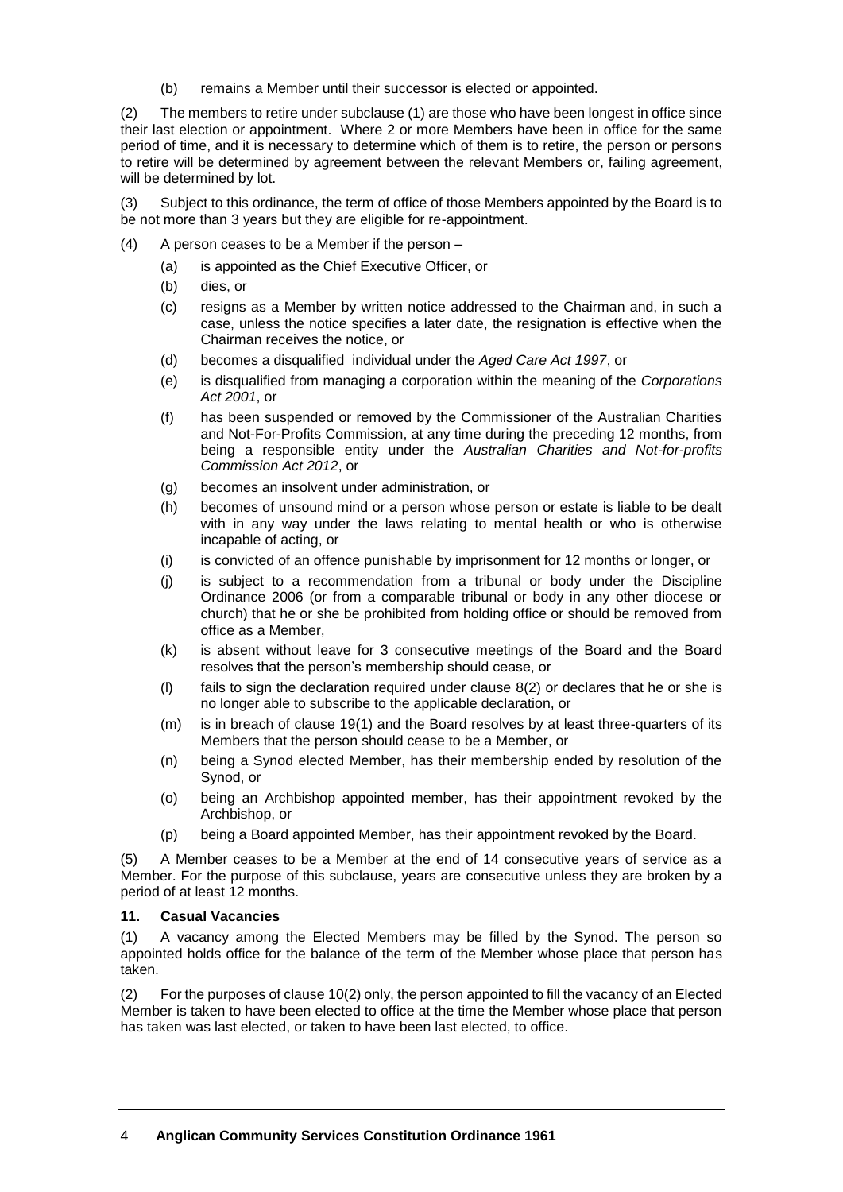(b) remains a Member until their successor is elected or appointed.

(2) The members to retire under subclause (1) are those who have been longest in office since their last election or appointment. Where 2 or more Members have been in office for the same period of time, and it is necessary to determine which of them is to retire, the person or persons to retire will be determined by agreement between the relevant Members or, failing agreement, will be determined by lot.

(3) Subject to this ordinance, the term of office of those Members appointed by the Board is to be not more than 3 years but they are eligible for re-appointment.

(4) A person ceases to be a Member if the person –

- (a) is appointed as the Chief Executive Officer, or
- (b) dies, or
- (c) resigns as a Member by written notice addressed to the Chairman and, in such a case, unless the notice specifies a later date, the resignation is effective when the Chairman receives the notice, or
- (d) becomes a disqualified individual under the *Aged Care Act 1997*, or
- (e) is disqualified from managing a corporation within the meaning of the *Corporations Act 2001*, or
- (f) has been suspended or removed by the Commissioner of the Australian Charities and Not-For-Profits Commission, at any time during the preceding 12 months, from being a responsible entity under the *Australian Charities and Not-for-profits Commission Act 2012*, or
- (g) becomes an insolvent under administration, or
- (h) becomes of unsound mind or a person whose person or estate is liable to be dealt with in any way under the laws relating to mental health or who is otherwise incapable of acting, or
- (i) is convicted of an offence punishable by imprisonment for 12 months or longer, or
- (j) is subject to a recommendation from a tribunal or body under the Discipline Ordinance 2006 (or from a comparable tribunal or body in any other diocese or church) that he or she be prohibited from holding office or should be removed from office as a Member,
- (k) is absent without leave for 3 consecutive meetings of the Board and the Board resolves that the person's membership should cease, or
- (l) fails to sign the declaration required under clause 8(2) or declares that he or she is no longer able to subscribe to the applicable declaration, or
- (m) is in breach of clause 19(1) and the Board resolves by at least three-quarters of its Members that the person should cease to be a Member, or
- (n) being a Synod elected Member, has their membership ended by resolution of the Synod, or
- (o) being an Archbishop appointed member, has their appointment revoked by the Archbishop, or
- (p) being a Board appointed Member, has their appointment revoked by the Board.

(5) A Member ceases to be a Member at the end of 14 consecutive years of service as a Member. For the purpose of this subclause, years are consecutive unless they are broken by a period of at least 12 months.

### 11. Casual Vacancies

(1) A vacancy among the Elected Members may be filled by the Synod. The person so appointed holds office for the balance of the term of the Member whose place that person has taken.

(2) For the purposes of clause 10(2) only, the person appointed to fill the vacancy of an Elected Member is taken to have been elected to office at the time the Member whose place that person has taken was last elected, or taken to have been last elected, to office.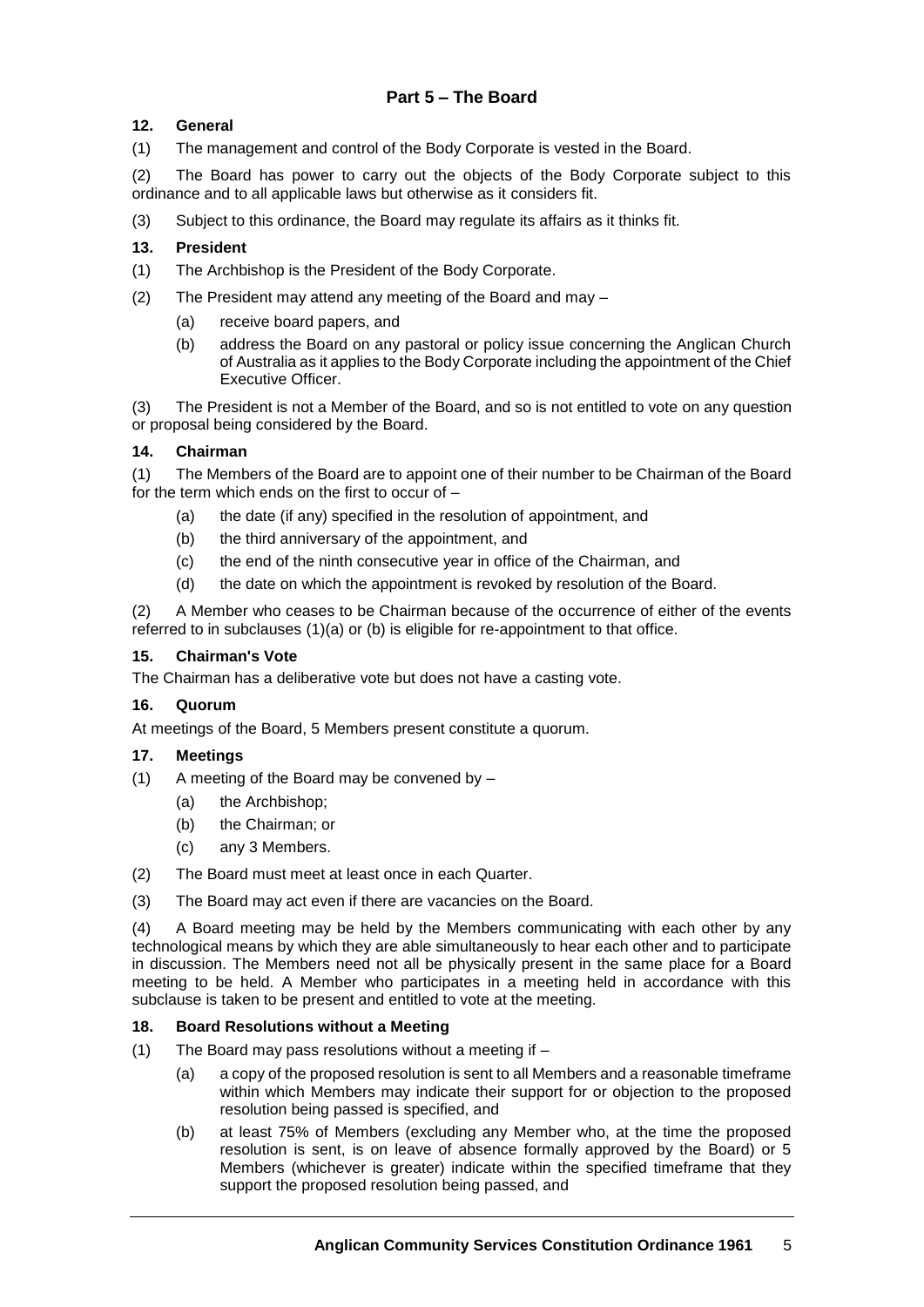## Part 5 – The Board

### 12. General

(1) The management and control of the Body Corporate is vested in the Board.

(2) The Board has power to carry out the objects of the Body Corporate subject to this ordinance and to all applicable laws but otherwise as it considers fit.

(3) Subject to this ordinance, the Board may regulate its affairs as it thinks fit.

### 13. President

(1) The Archbishop is the President of the Body Corporate.

(2) The President may attend any meeting of the Board and may –

- (a) receive board papers, and
- (b) address the Board on any pastoral or policy issue concerning the Anglican Church of Australia as it applies to the Body Corporate including the appointment of the Chief Executive Officer.

(3) The President is not a Member of the Board, and so is not entitled to vote on any question or proposal being considered by the Board.

### 14. Chairman

(1) The Members of the Board are to appoint one of their number to be Chairman of the Board for the term which ends on the first to occur of –

- (a) the date (if any) specified in the resolution of appointment, and
- (b) the third anniversary of the appointment, and
- (c) the end of the ninth consecutive year in office of the Chairman, and
- (d) the date on which the appointment is revoked by resolution of the Board.

(2) A Member who ceases to be Chairman because of the occurrence of either of the events referred to in subclauses (1)(a) or (b) is eligible for re-appointment to that office.

### 15. Chairman's Vote

The Chairman has a deliberative vote but does not have a casting vote.

### 16. Quorum

At meetings of the Board, 5 Members present constitute a quorum.

### 17. Meetings

(1) A meeting of the Board may be convened by –

- (a) the Archbishop;
- (b) the Chairman; or
- (c) any 3 Members.

(2) The Board must meet at least once in each Quarter.

(3) The Board may act even if there are vacancies on the Board.

(4) A Board meeting may be held by the Members communicating with each other by any technological means by which they are able simultaneously to hear each other and to participate in discussion. The Members need not all be physically present in the same place for a Board meeting to be held. A Member who participates in a meeting held in accordance with this subclause is taken to be present and entitled to vote at the meeting.

### 18. Board Resolutions without a Meeting

(1) The Board may pass resolutions without a meeting if –

- (a) a copy of the proposed resolution is sent to all Members and a reasonable timeframe within which Members may indicate their support for or objection to the proposed resolution being passed is specified, and
- (b) at least 75% of Members (excluding any Member who, at the time the proposed resolution is sent, is on leave of absence formally approved by the Board) or 5 Members (whichever is greater) indicate within the specified timeframe that they support the proposed resolution being passed, and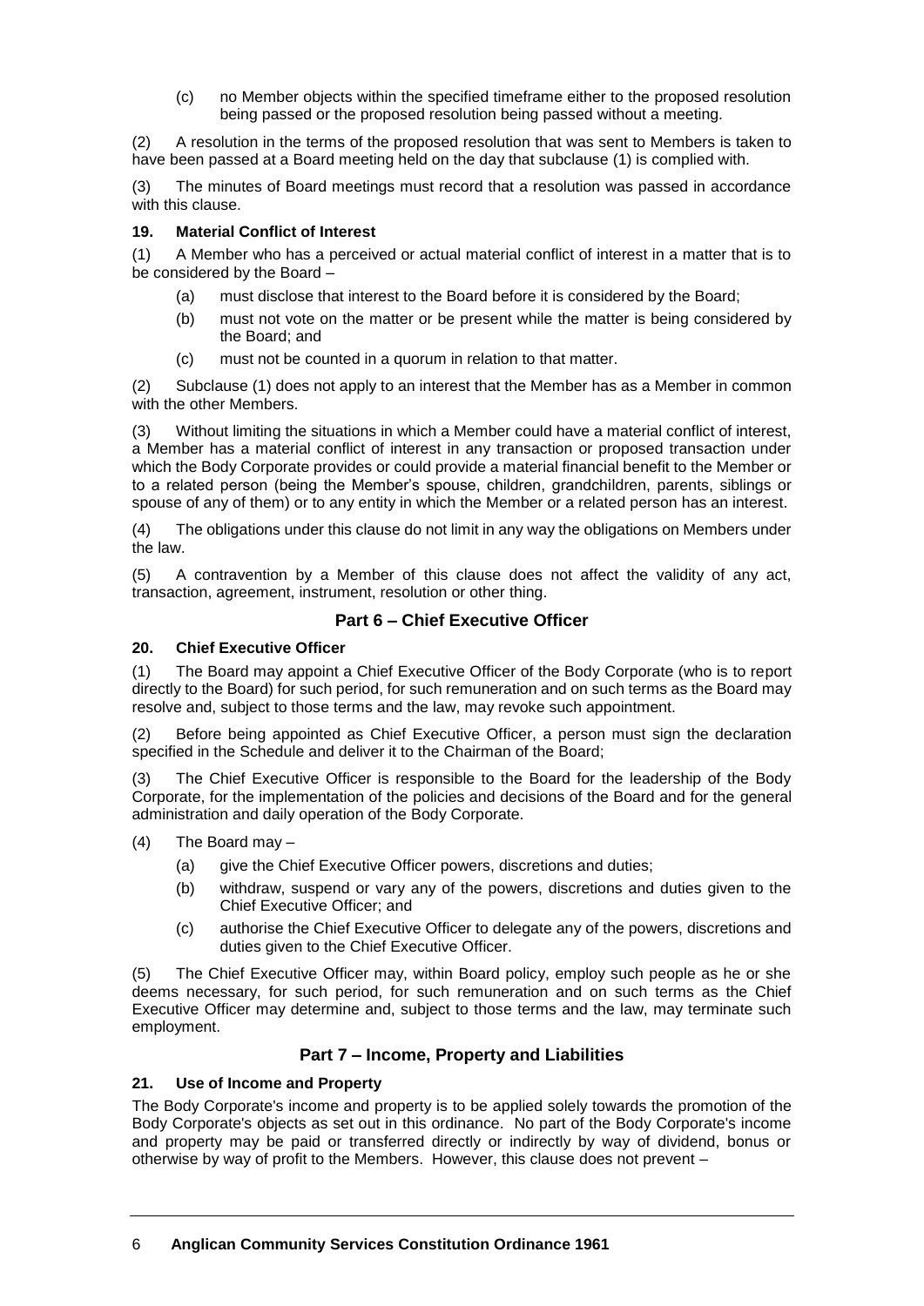(c) no Member objects within the specified timeframe either to the proposed resolution being passed or the proposed resolution being passed without a meeting.

(2) A resolution in the terms of the proposed resolution that was sent to Members is taken to have been passed at a Board meeting held on the day that subclause (1) is complied with.

(3) The minutes of Board meetings must record that a resolution was passed in accordance with this clause.

**19. Material Conflict of Interest**

(1) A Member who has a perceived or actual material conflict of interest in a matter that is to be considered by the Board –

- (a) must disclose that interest to the Board before it is considered by the Board;
- (b) must not vote on the matter or be present while the matter is being considered by the Board; and
- (c) must not be counted in a quorum in relation to that matter.

(2) Subclause (1) does not apply to an interest that the Member has as a Member in common with the other Members.

(3) Without limiting the situations in which a Member could have a material conflict of interest, a Member has a material conflict of interest in any transaction or proposed transaction under which the Body Corporate provides or could provide a material financial benefit to the Member or to a related person (being the Member's spouse, children, grandchildren, parents, siblings or spouse of any of them) or to any entity in which the Member or a related person has an interest.

(4) The obligations under this clause do not limit in any way the obligations on Members under the law.

(5) A contravention by a Member of this clause does not affect the validity of any act, transaction, agreement, instrument, resolution or other thing.

## Part 6 – Chief Executive Officer

**20. Chief Executive Officer**

(1) The Board may appoint a Chief Executive Officer of the Body Corporate (who is to report directly to the Board) for such period, for such remuneration and on such terms as the Board may resolve and, subject to those terms and the law, may revoke such appointment.

(2) Before being appointed as Chief Executive Officer, a person must sign the declaration specified in the Schedule and deliver it to the Chairman of the Board;

(3) The Chief Executive Officer is responsible to the Board for the leadership of the Body Corporate, for the implementation of the policies and decisions of the Board and for the general administration and daily operation of the Body Corporate.

(4) The Board may –

- (a) give the Chief Executive Officer powers, discretions and duties;
- (b) withdraw, suspend or vary any of the powers, discretions and duties given to the Chief Executive Officer; and
- (c) authorise the Chief Executive Officer to delegate any of the powers, discretions and duties given to the Chief Executive Officer.

(5) The Chief Executive Officer may, within Board policy, employ such people as he or she deems necessary, for such period, for such remuneration and on such terms as the Chief Executive Officer may determine and, subject to those terms and the law, may terminate such employment.

## Part 7 – Income, Property and Liabilities

**21. Use of Income and Property**

The Body Corporate's income and property is to be applied solely towards the promotion of the Body Corporate's objects as set out in this ordinance. No part of the Body Corporate's income and property may be paid or transferred directly or indirectly by way of dividend, bonus or otherwise by way of profit to the Members. However, this clause does not prevent –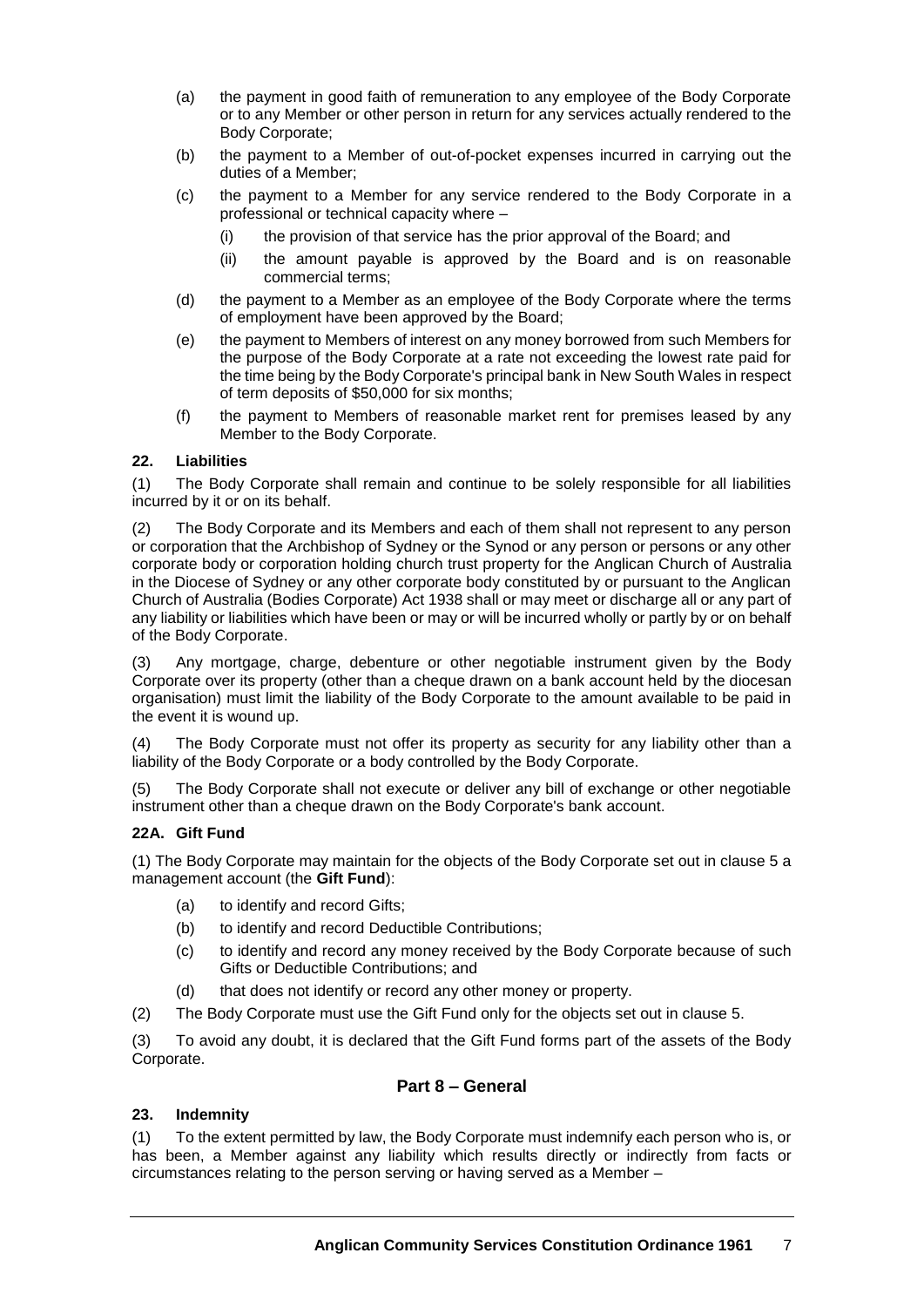(a) the payment in good faith of remuneration to any employee of the Body Corporate or to any Member or other person in return for any services actually rendered to the Body Corporate;

(b) the payment to a Member of out-of-pocket expenses incurred in carrying out the duties of a Member;

(c) the payment to a Member for any service rendered to the Body Corporate in a professional or technical capacity where –

  (i) the provision of that service has the prior approval of the Board; and

  (ii) the amount payable is approved by the Board and is on reasonable commercial terms;

(d) the payment to a Member as an employee of the Body Corporate where the terms of employment have been approved by the Board;

(e) the payment to Members of interest on any money borrowed from such Members for the purpose of the Body Corporate at a rate not exceeding the lowest rate paid for the time being by the Body Corporate's principal bank in New South Wales in respect of term deposits of $50,000 for six months;

(f) the payment to Members of reasonable market rent for premises leased by any Member to the Body Corporate.

### 22. Liabilities

(1) The Body Corporate shall remain and continue to be solely responsible for all liabilities incurred by it or on its behalf.

(2) The Body Corporate and its Members and each of them shall not represent to any person or corporation that the Archbishop of Sydney or the Synod or any person or persons or any other corporate body or corporation holding church trust property for the Anglican Church of Australia in the Diocese of Sydney or any other corporate body constituted by or pursuant to the Anglican Church of Australia (Bodies Corporate) Act 1938 shall or may meet or discharge all or any part of any liability or liabilities which have been or may or will be incurred wholly or partly by or on behalf of the Body Corporate.

(3) Any mortgage, charge, debenture or other negotiable instrument given by the Body Corporate over its property (other than a cheque drawn on a bank account held by the diocesan organisation) must limit the liability of the Body Corporate to the amount available to be paid in the event it is wound up.

(4) The Body Corporate must not offer its property as security for any liability other than a liability of the Body Corporate or a body controlled by the Body Corporate.

(5) The Body Corporate shall not execute or deliver any bill of exchange or other negotiable instrument other than a cheque drawn on the Body Corporate's bank account.

### 22A. Gift Fund

(1) The Body Corporate may maintain for the objects of the Body Corporate set out in clause 5 a management account (the **Gift Fund**):

(a) to identify and record Gifts;

(b) to identify and record Deductible Contributions;

(c) to identify and record any money received by the Body Corporate because of such Gifts or Deductible Contributions; and

(d) that does not identify or record any other money or property.

(2) The Body Corporate must use the Gift Fund only for the objects set out in clause 5.

(3) To avoid any doubt, it is declared that the Gift Fund forms part of the assets of the Body Corporate.

## Part 8 – General

### 23. Indemnity

(1) To the extent permitted by law, the Body Corporate must indemnify each person who is, or has been, a Member against any liability which results directly or indirectly from facts or circumstances relating to the person serving or having served as a Member –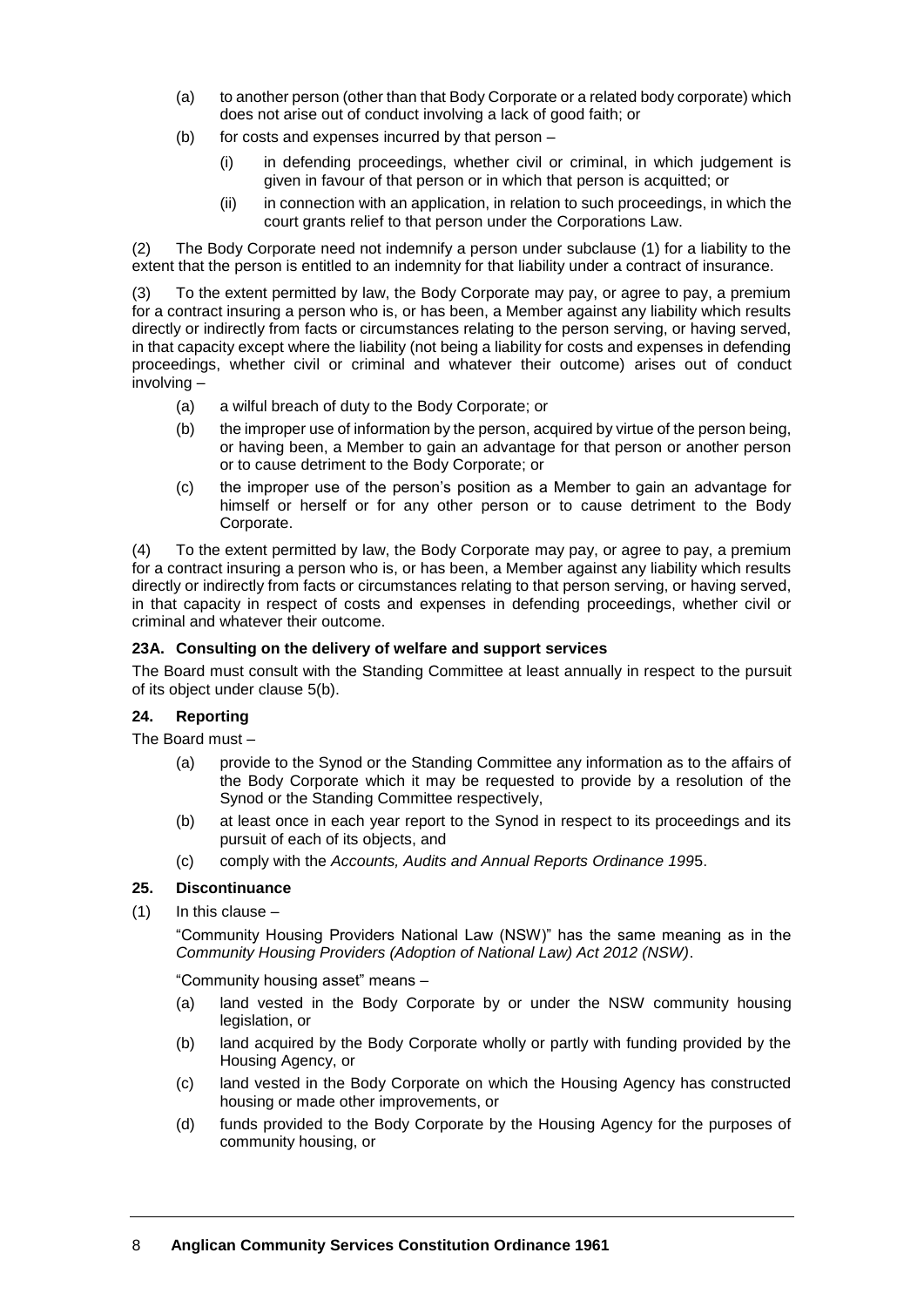(a) to another person (other than that Body Corporate or a related body corporate) which does not arise out of conduct involving a lack of good faith; or

(b) for costs and expenses incurred by that person –

   (i) in defending proceedings, whether civil or criminal, in which judgement is given in favour of that person or in which that person is acquitted; or

   (ii) in connection with an application, in relation to such proceedings, in which the court grants relief to that person under the Corporations Law.

(2) The Body Corporate need not indemnify a person under subclause (1) for a liability to the extent that the person is entitled to an indemnity for that liability under a contract of insurance.

(3) To the extent permitted by law, the Body Corporate may pay, or agree to pay, a premium for a contract insuring a person who is, or has been, a Member against any liability which results directly or indirectly from facts or circumstances relating to the person serving, or having served, in that capacity except where the liability (not being a liability for costs and expenses in defending proceedings, whether civil or criminal and whatever their outcome) arises out of conduct involving –

(a) a wilful breach of duty to the Body Corporate; or

(b) the improper use of information by the person, acquired by virtue of the person being, or having been, a Member to gain an advantage for that person or another person or to cause detriment to the Body Corporate; or

(c) the improper use of the person's position as a Member to gain an advantage for himself or herself or for any other person or to cause detriment to the Body Corporate.

(4) To the extent permitted by law, the Body Corporate may pay, or agree to pay, a premium for a contract insuring a person who is, or has been, a Member against any liability which results directly or indirectly from facts or circumstances relating to that person serving, or having served, in that capacity in respect of costs and expenses in defending proceedings, whether civil or criminal and whatever their outcome.

#### 23A. Consulting on the delivery of welfare and support services

The Board must consult with the Standing Committee at least annually in respect to the pursuit of its object under clause 5(b).

#### 24. Reporting

The Board must –

(a) provide to the Synod or the Standing Committee any information as to the affairs of the Body Corporate which it may be requested to provide by a resolution of the Synod or the Standing Committee respectively,

(b) at least once in each year report to the Synod in respect to its proceedings and its pursuit of each of its objects, and

(c) comply with the *Accounts, Audits and Annual Reports Ordinance 1995*.

#### 25. Discontinuance

(1) In this clause –

"Community Housing Providers National Law (NSW)" has the same meaning as in the *Community Housing Providers (Adoption of National Law) Act 2012 (NSW)*.

"Community housing asset" means –

(a) land vested in the Body Corporate by or under the NSW community housing legislation, or

(b) land acquired by the Body Corporate wholly or partly with funding provided by the Housing Agency, or

(c) land vested in the Body Corporate on which the Housing Agency has constructed housing or made other improvements, or

(d) funds provided to the Body Corporate by the Housing Agency for the purposes of community housing, or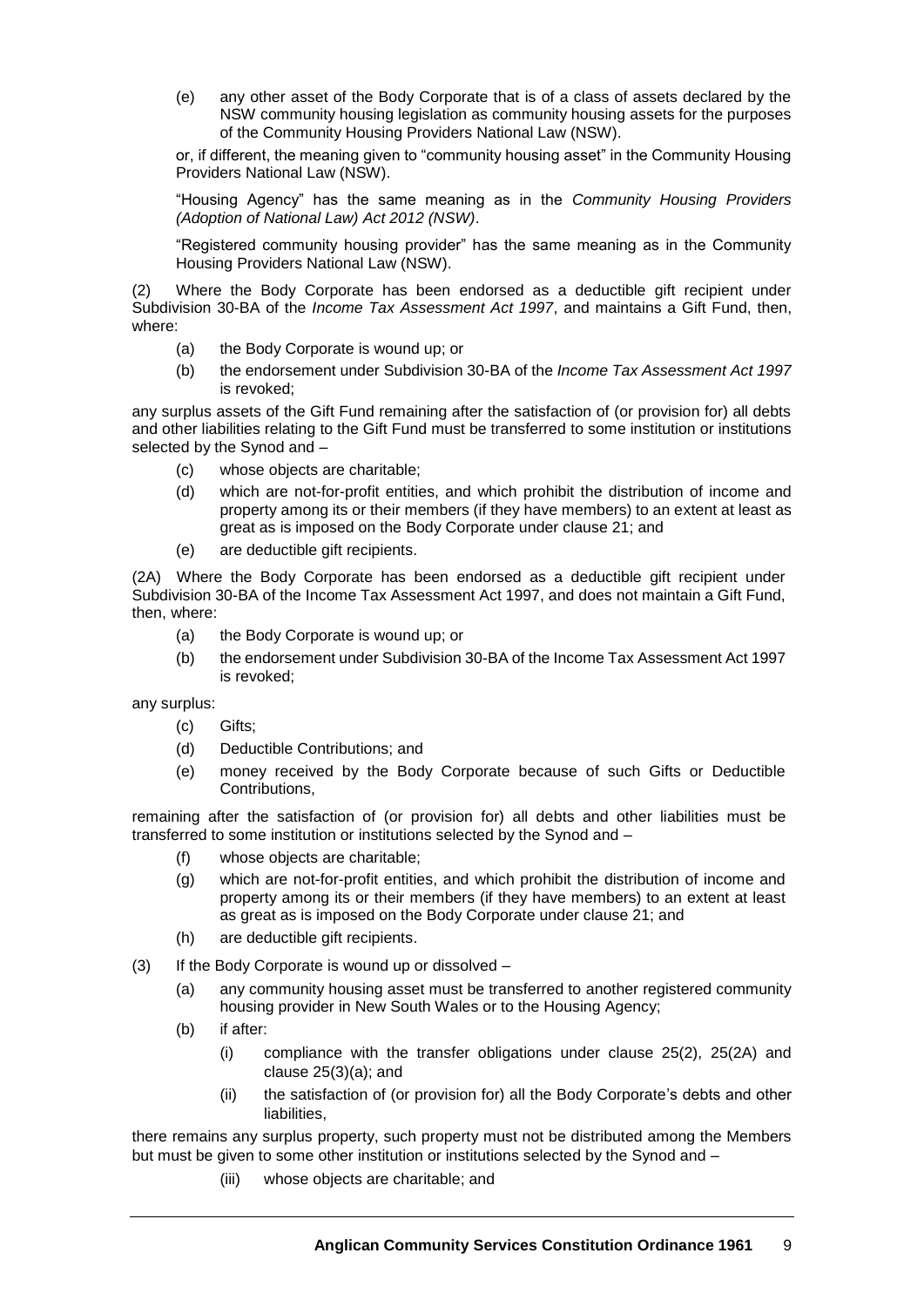(e) any other asset of the Body Corporate that is of a class of assets declared by the NSW community housing legislation as community housing assets for the purposes of the Community Housing Providers National Law (NSW).

or, if different, the meaning given to "community housing asset" in the Community Housing Providers National Law (NSW).

"Housing Agency" has the same meaning as in the *Community Housing Providers (Adoption of National Law) Act 2012 (NSW)*.

"Registered community housing provider" has the same meaning as in the Community Housing Providers National Law (NSW).

(2) Where the Body Corporate has been endorsed as a deductible gift recipient under Subdivision 30-BA of the *Income Tax Assessment Act 1997*, and maintains a Gift Fund, then, where:

- (a) the Body Corporate is wound up; or
- (b) the endorsement under Subdivision 30-BA of the *Income Tax Assessment Act 1997* is revoked;

any surplus assets of the Gift Fund remaining after the satisfaction of (or provision for) all debts and other liabilities relating to the Gift Fund must be transferred to some institution or institutions selected by the Synod and –

- (c) whose objects are charitable;
- (d) which are not-for-profit entities, and which prohibit the distribution of income and property among its or their members (if they have members) to an extent at least as great as is imposed on the Body Corporate under clause 21; and
- (e) are deductible gift recipients.

(2A) Where the Body Corporate has been endorsed as a deductible gift recipient under Subdivision 30-BA of the Income Tax Assessment Act 1997, and does not maintain a Gift Fund, then, where:

- (a) the Body Corporate is wound up; or
- (b) the endorsement under Subdivision 30-BA of the Income Tax Assessment Act 1997 is revoked;

any surplus:

- (c) Gifts;
- (d) Deductible Contributions; and
- (e) money received by the Body Corporate because of such Gifts or Deductible Contributions,

remaining after the satisfaction of (or provision for) all debts and other liabilities must be transferred to some institution or institutions selected by the Synod and –

- (f) whose objects are charitable;
- (g) which are not-for-profit entities, and which prohibit the distribution of income and property among its or their members (if they have members) to an extent at least as great as is imposed on the Body Corporate under clause 21; and
- (h) are deductible gift recipients.

(3) If the Body Corporate is wound up or dissolved –

- (a) any community housing asset must be transferred to another registered community housing provider in New South Wales or to the Housing Agency;
- (b) if after:
  - (i) compliance with the transfer obligations under clause 25(2), 25(2A) and clause 25(3)(a); and
  - (ii) the satisfaction of (or provision for) all the Body Corporate's debts and other liabilities,

there remains any surplus property, such property must not be distributed among the Members but must be given to some other institution or institutions selected by the Synod and –

- (iii) whose objects are charitable; and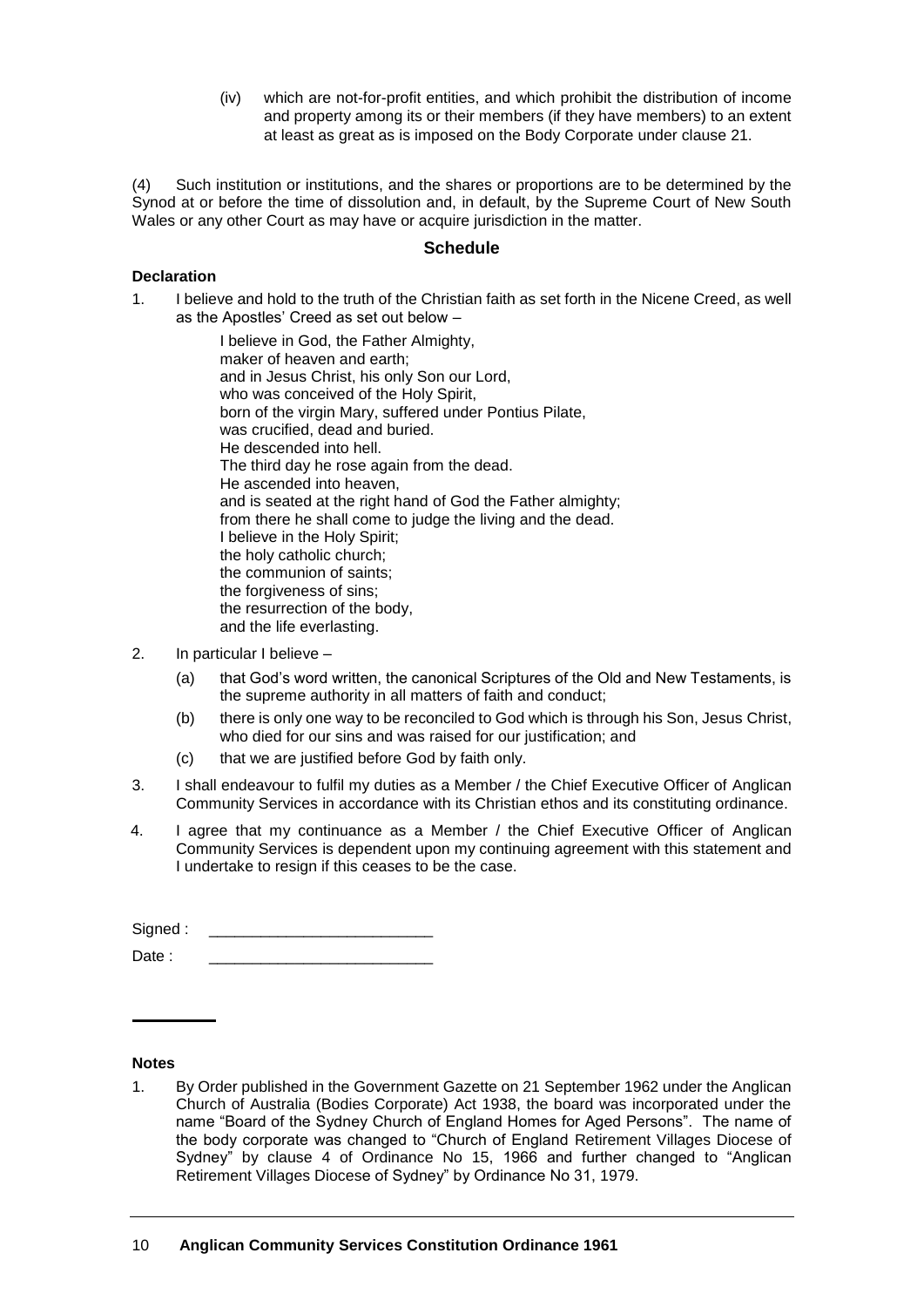(iv) which are not-for-profit entities, and which prohibit the distribution of income and property among its or their members (if they have members) to an extent at least as great as is imposed on the Body Corporate under clause 21.

(4) Such institution or institutions, and the shares or proportions are to be determined by the Synod at or before the time of dissolution and, in default, by the Supreme Court of New South Wales or any other Court as may have or acquire jurisdiction in the matter.

## Schedule

**Declaration**

1. I believe and hold to the truth of the Christian faith as set forth in the Nicene Creed, as well as the Apostles' Creed as set out below –

   I believe in God, the Father Almighty,
   maker of heaven and earth;
   and in Jesus Christ, his only Son our Lord,
   who was conceived of the Holy Spirit,
   born of the virgin Mary, suffered under Pontius Pilate,
   was crucified, dead and buried.
   He descended into hell.
   The third day he rose again from the dead.
   He ascended into heaven,
   and is seated at the right hand of God the Father almighty;
   from there he shall come to judge the living and the dead.
   I believe in the Holy Spirit;
   the holy catholic church;
   the communion of saints;
   the forgiveness of sins;
   the resurrection of the body,
   and the life everlasting.

2. In particular I believe –
   (a) that God's word written, the canonical Scriptures of the Old and New Testaments, is the supreme authority in all matters of faith and conduct;
   (b) there is only one way to be reconciled to God which is through his Son, Jesus Christ, who died for our sins and was raised for our justification; and
   (c) that we are justified before God by faith only.

3. I shall endeavour to fulfil my duties as a Member / the Chief Executive Officer of Anglican Community Services in accordance with its Christian ethos and its constituting ordinance.

4. I agree that my continuance as a Member / the Chief Executive Officer of Anglican Community Services is dependent upon my continuing agreement with this statement and I undertake to resign if this ceases to be the case.

Signed : \_\_\_\_\_\_\_\_\_\_\_\_\_\_\_\_\_\_\_\_\_\_\_\_\_\_

Date : \_\_\_\_\_\_\_\_\_\_\_\_\_\_\_\_\_\_\_\_\_\_\_\_\_\_

---

**Notes**

1. By Order published in the Government Gazette on 21 September 1962 under the Anglican Church of Australia (Bodies Corporate) Act 1938, the board was incorporated under the name "Board of the Sydney Church of England Homes for Aged Persons". The name of the body corporate was changed to "Church of England Retirement Villages Diocese of Sydney" by clause 4 of Ordinance No 15, 1966 and further changed to "Anglican Retirement Villages Diocese of Sydney" by Ordinance No 31, 1979.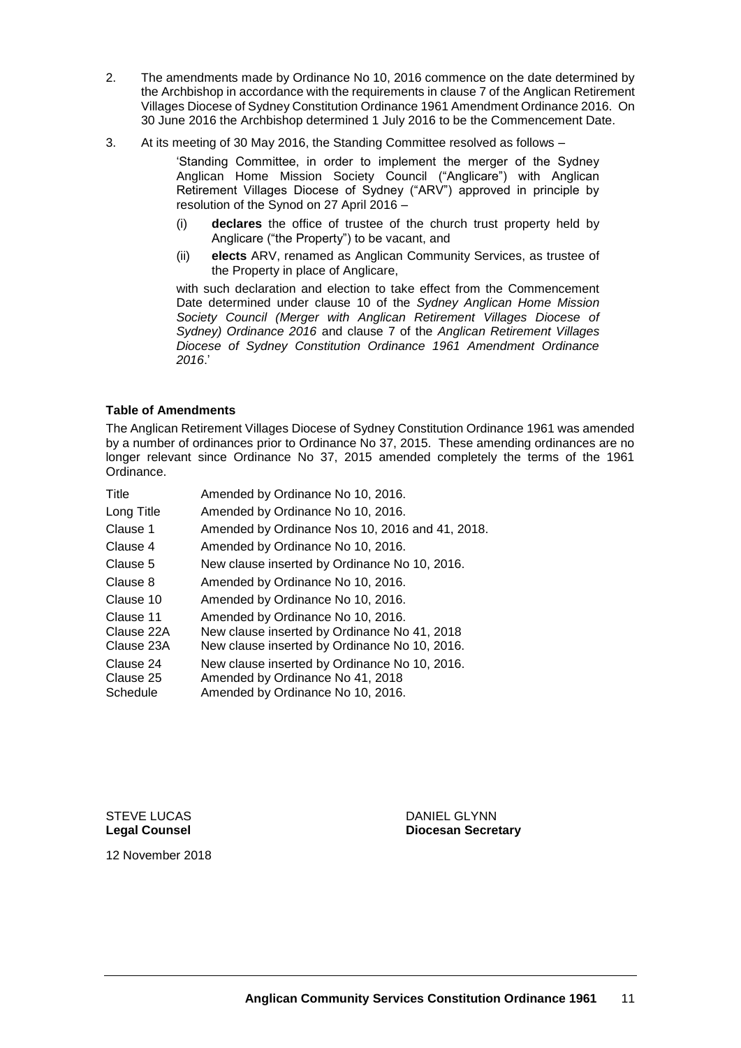2. The amendments made by Ordinance No 10, 2016 commence on the date determined by the Archbishop in accordance with the requirements in clause 7 of the Anglican Retirement Villages Diocese of Sydney Constitution Ordinance 1961 Amendment Ordinance 2016. On 30 June 2016 the Archbishop determined 1 July 2016 to be the Commencement Date.

3. At its meeting of 30 May 2016, the Standing Committee resolved as follows –

   'Standing Committee, in order to implement the merger of the Sydney Anglican Home Mission Society Council ("Anglicare") with Anglican Retirement Villages Diocese of Sydney ("ARV") approved in principle by resolution of the Synod on 27 April 2016 –

   (i) **declares** the office of trustee of the church trust property held by Anglicare ("the Property") to be vacant, and

   (ii) **elects** ARV, renamed as Anglican Community Services, as trustee of the Property in place of Anglicare,

   with such declaration and election to take effect from the Commencement Date determined under clause 10 of the *Sydney Anglican Home Mission Society Council (Merger with Anglican Retirement Villages Diocese of Sydney) Ordinance 2016* and clause 7 of the *Anglican Retirement Villages Diocese of Sydney Constitution Ordinance 1961 Amendment Ordinance 2016*.'

**Table of Amendments**

The Anglican Retirement Villages Diocese of Sydney Constitution Ordinance 1961 was amended by a number of ordinances prior to Ordinance No 37, 2015. These amending ordinances are no longer relevant since Ordinance No 37, 2015 amended completely the terms of the 1961 Ordinance.

| | |
|---|---|
| Title | Amended by Ordinance No 10, 2016. |
| Long Title | Amended by Ordinance No 10, 2016. |
| Clause 1 | Amended by Ordinance Nos 10, 2016 and 41, 2018. |
| Clause 4 | Amended by Ordinance No 10, 2016. |
| Clause 5 | New clause inserted by Ordinance No 10, 2016. |
| Clause 8 | Amended by Ordinance No 10, 2016. |
| Clause 10 | Amended by Ordinance No 10, 2016. |
| Clause 11 | Amended by Ordinance No 10, 2016. |
| Clause 22A | New clause inserted by Ordinance No 41, 2018 |
| Clause 23A | New clause inserted by Ordinance No 10, 2016. |
| Clause 24 | New clause inserted by Ordinance No 10, 2016. |
| Clause 25 | Amended by Ordinance No 41, 2018 |
| Schedule | Amended by Ordinance No 10, 2016. |

STEVE LUCAS
**Legal Counsel**

DANIEL GLYNN
**Diocesan Secretary**

12 November 2018